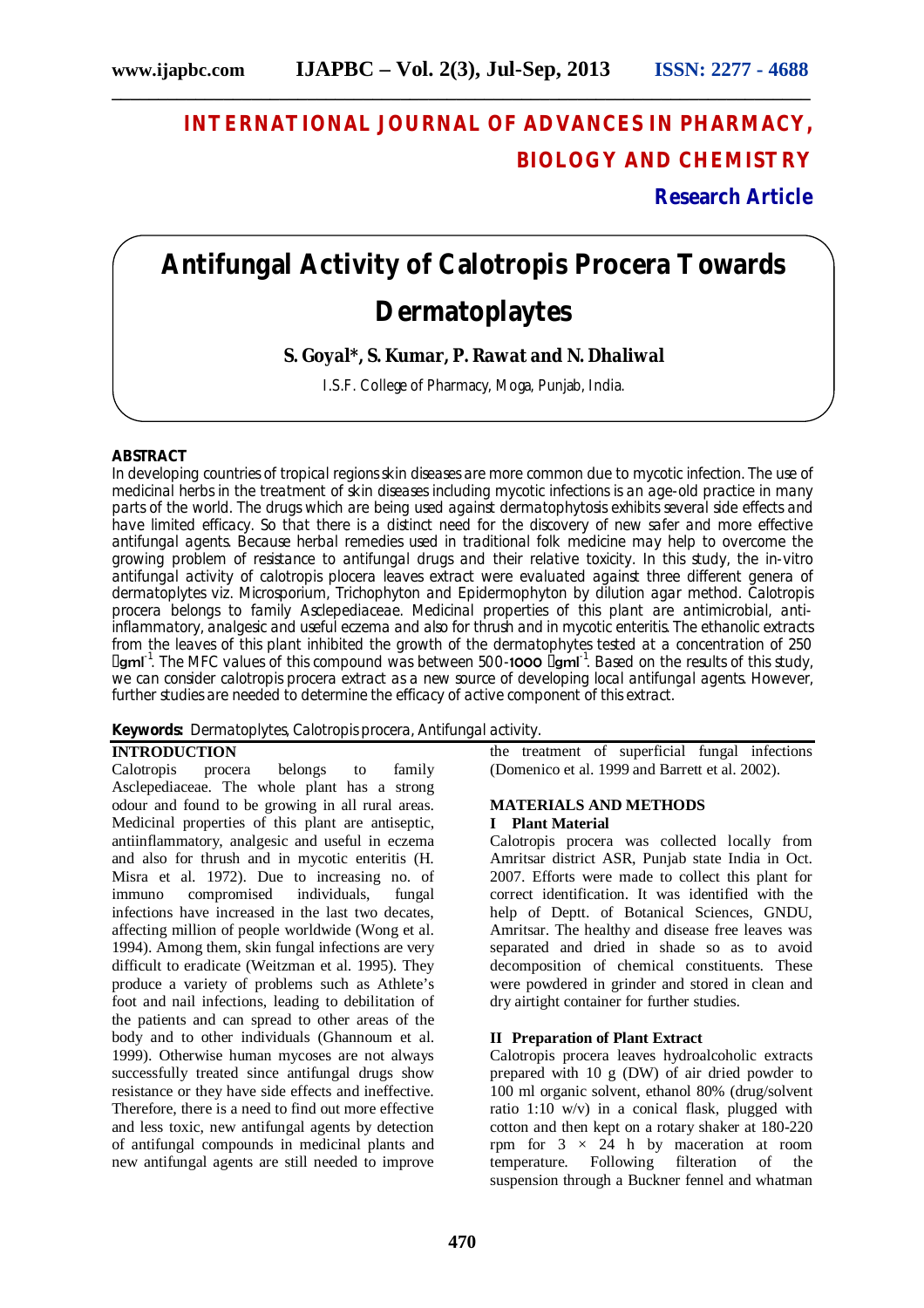# INTERNATIONAL JOURNAL OF ADVANCES IN PHARMACY, BIOLOGY AND CHEMISTRY

**Research Article**

# Antifungal Activity of Calotropis Procera Towards Dermatoplaytes

**S. Goyal\*, S. Kumar, P. Rawat and N. Dhaliwal**

I.S.F. College of Pharmacy, Moga, Punjab, India.

## ABSTRACT

In developing countries of tropical regions skin diseases are more common due to mycotic infection. The use of medicinal herbs in the treatment of skin diseases including mycotic infections is an age-old practice in many parts of the world. The drugs which are being used against dermatophytosis exhibits several side effects and have limited efficacy. So that there is a distinct need for the discovery of new safer and more effective antifungal agents. Because herbal remedies used in traditional folk medicine may help to overcome the growing problem of resistance to antifungal drugs and their relative toxicity. In this study, the in-vitro antifungal activity of calotropis plocera leaves extract were evaluated against three different genera of dermatoplytes viz. Microsporium, Trichophyton and Epidermophyton by dilution agar method. Calotropis procera belongs to family Asclepediaceae. Medicinal properties of this plant are antimicrobial, anti-inflammatory, analgesic and useful eczema and also for thrush and in mycotic enteritis. The ethanolic extracts from the leaves of this plant inhibited the growth of the dermatophytes tested at a concentration of 250 gml$^{-1}$. The MFC values of this compound was between 500-1000 gml$^{-1}$. Based on the results of this study, we can consider calotropis procera extract as a new source of developing local antifungal agents. However, further studies are needed to determine the efficacy of active component of this extract.

**Keywords:** Dermatoplytes, Calotropis procera, Antifungal activity.

## INTRODUCTION

Calotropis procera belongs to family Asclepediaceae. The whole plant has a strong odour and found to be growing in all rural areas. Medicinal properties of this plant are antiseptic, antiinflammatory, analgesic and useful in eczema and also for thrush and in mycotic enteritis (H. Misra et al. 1972). Due to increasing no. of immuno compromised individuals, fungal infections have increased in the last two decates, affecting million of people worldwide (Wong et al. 1994). Among them, skin fungal infections are very difficult to eradicate (Weitzman et al. 1995). They produce a variety of problems such as Athlete's foot and nail infections, leading to debilitation of the patients and can spread to other areas of the body and to other individuals (Ghannoum et al. 1999). Otherwise human mycoses are not always successfully treated since antifungal drugs show resistance or they have side effects and ineffective. Therefore, there is a need to find out more effective and less toxic, new antifungal agents by detection of antifungal compounds in medicinal plants and new antifungal agents are still needed to improve the treatment of superficial fungal infections (Domenico et al. 1999 and Barrett et al. 2002).

## MATERIALS AND METHODS

### I Plant Material

Calotropis procera was collected locally from Amritsar district ASR, Punjab state India in Oct. 2007. Efforts were made to collect this plant for correct identification. It was identified with the help of Deptt. of Botanical Sciences, GNDU, Amritsar. The healthy and disease free leaves was separated and dried in shade so as to avoid decomposition of chemical constituents. These were powdered in grinder and stored in clean and dry airtight container for further studies.

### II Preparation of Plant Extract

Calotropis procera leaves hydroalcoholic extracts prepared with 10 g (DW) of air dried powder to 100 ml organic solvent, ethanol 80% (drug/solvent ratio 1:10 w/v) in a conical flask, plugged with cotton and then kept on a rotary shaker at 180-220 rpm for 3 × 24 h by maceration at room temperature. Following filteration of the suspension through a Buckner fennel and whatman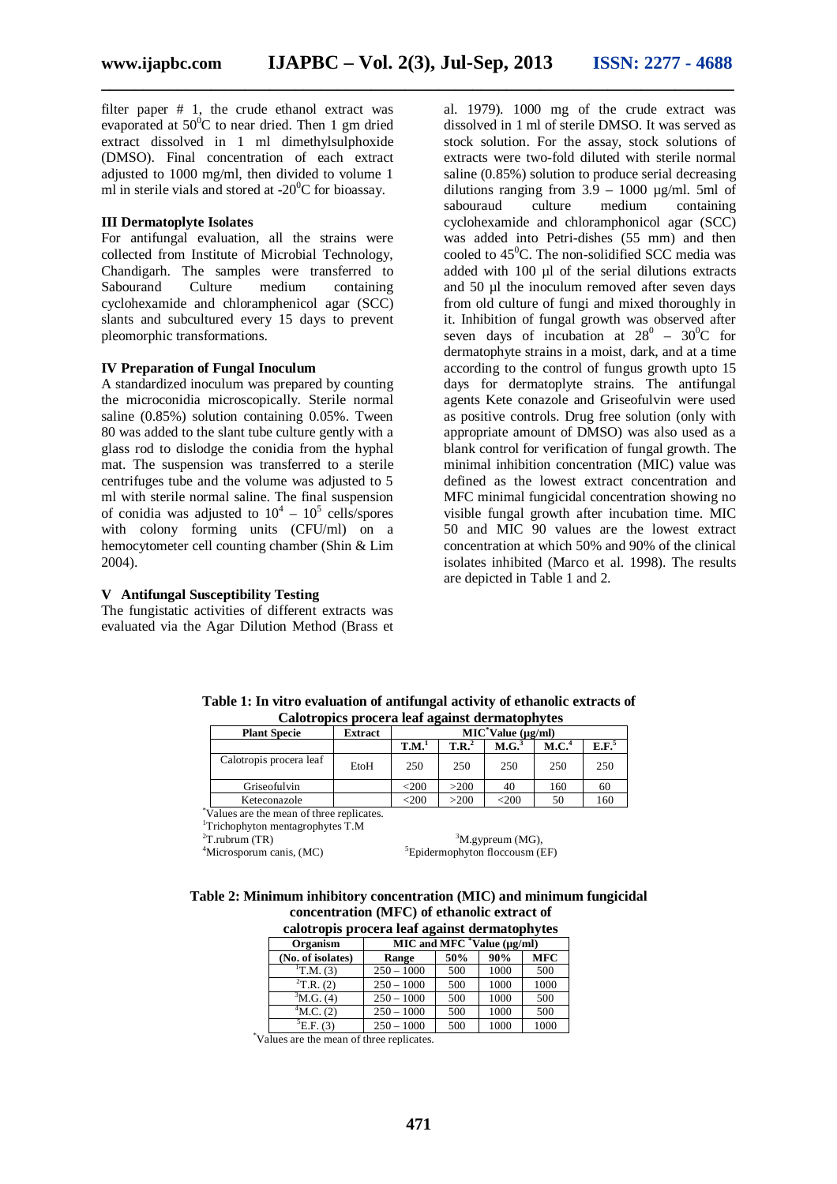filter paper # 1, the crude ethanol extract was evaporated at $50^0$C to near dried. Then 1 gm dried extract dissolved in 1 ml dimethylsulphoxide (DMSO). Final concentration of each extract adjusted to 1000 mg/ml, then divided to volume 1 ml in sterile vials and stored at $-20^0$C for bioassay.

### III Dermatoplyte Isolates

For antifungal evaluation, all the strains were collected from Institute of Microbial Technology, Chandigarh. The samples were transferred to Sabourand Culture medium containing cyclohexamide and chloramphenicol agar (SCC) slants and subcultured every 15 days to prevent pleomorphic transformations.

### IV Preparation of Fungal Inoculum

A standardized inoculum was prepared by counting the microconidia microscopically. Sterile normal saline (0.85%) solution containing 0.05%. Tween 80 was added to the slant tube culture gently with a glass rod to dislodge the conidia from the hyphal mat. The suspension was transferred to a sterile centrifuges tube and the volume was adjusted to 5 ml with sterile normal saline. The final suspension of conidia was adjusted to $10^4$ – $10^5$ cells/spores with colony forming units (CFU/ml) on a hemocytometer cell counting chamber (Shin & Lim 2004).

### V Antifungal Susceptibility Testing

The fungistatic activities of different extracts was evaluated via the Agar Dilution Method (Brass et al. 1979). 1000 mg of the crude extract was dissolved in 1 ml of sterile DMSO. It was served as stock solution. For the assay, stock solutions of extracts were two-fold diluted with sterile normal saline (0.85%) solution to produce serial decreasing dilutions ranging from 3.9 – 1000 µg/ml. 5ml of sabouraud culture medium containing cyclohexamide and chloramphonicol agar (SCC) was added into Petri-dishes (55 mm) and then cooled to $45^0$C. The non-solidified SCC media was added with 100 µl of the serial dilutions extracts and 50 µl the inoculum removed after seven days from old culture of fungi and mixed thoroughly in it. Inhibition of fungal growth was observed after seven days of incubation at $28^0$ – $30^0$C for dermatophyte strains in a moist, dark, and at a time according to the control of fungus growth upto 15 days for dermatoplyte strains. The antifungal agents Kete conazole and Griseofulvin were used as positive controls. Drug free solution (only with appropriate amount of DMSO) was also used as a blank control for verification of fungal growth. The minimal inhibition concentration (MIC) value was defined as the lowest extract concentration and MFC minimal fungicidal concentration showing no visible fungal growth after incubation time. MIC 50 and MIC 90 values are the lowest extract concentration at which 50% and 90% of the clinical isolates inhibited (Marco et al. 1998). The results are depicted in Table 1 and 2.

**Table 1: In vitro evaluation of antifungal activity of ethanolic extracts of Calotropics procera leaf against dermatophytes**

| Plant Specie | Extract | MIC* Value (µg/ml) | | | | |
|---|---|---|---|---|---|---|
| | | T.M.[1] | T.R.[2] | M.G.[3] | M.C.[4] | E.F.[5] |
| Calotropis procera leaf | EtoH | 250 | 250 | 250 | 250 | 250 |
| Griseofulvin | | <200 | >200 | 40 | 160 | 60 |
| Keteconazole | | <200 | >200 | <200 | 50 | 160 |

*Values are the mean of three replicates.
[1]Trichophyton mentagrophytes T.M
[2]T.rubrum (TR)
[3]M.gypreum (MG),
[4]Microsporum canis, (MC)
[5]Epidermophyton floccousm (EF)

**Table 2: Minimum inhibitory concentration (MIC) and minimum fungicidal concentration (MFC) of ethanolic extract of calotropis procera leaf against dermatophytes**

| Organism | MIC and MFC *Value (µg/ml) | | | |
|---|---|---|---|---|
| (No. of isolates) | Range | 50% | 90% | MFC |
| [1]T.M. (3) | 250 – 1000 | 500 | 1000 | 500 |
| [2]T.R. (2) | 250 – 1000 | 500 | 1000 | 1000 |
| [3]M.G. (4) | 250 – 1000 | 500 | 1000 | 500 |
| [4]M.C. (2) | 250 – 1000 | 500 | 1000 | 500 |
| [5]E.F. (3) | 250 – 1000 | 500 | 1000 | 1000 |

*Values are the mean of three replicates.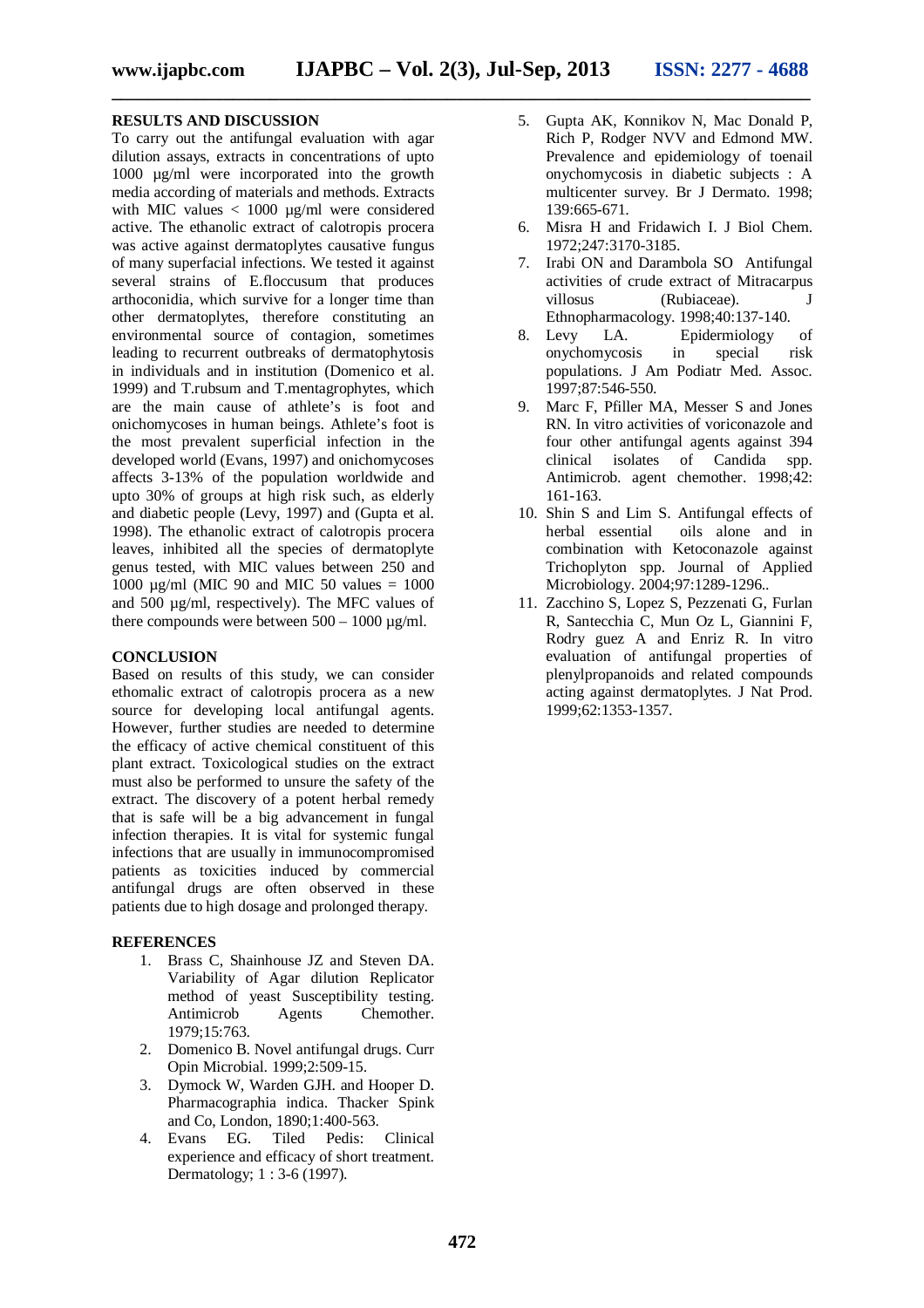## RESULTS AND DISCUSSION

To carry out the antifungal evaluation with agar dilution assays, extracts in concentrations of upto 1000 µg/ml were incorporated into the growth media according of materials and methods. Extracts with MIC values < 1000 µg/ml were considered active. The ethanolic extract of calotropis procera was active against dermatoplytes causative fungus of many superfacial infections. We tested it against several strains of E.floccusum that produces arthoconidia, which survive for a longer time than other dermatoplytes, therefore constituting an environmental source of contagion, sometimes leading to recurrent outbreaks of dermatophytosis in individuals and in institution (Domenico et al. 1999) and T.rubsum and T.mentagrophytes, which are the main cause of athlete's is foot and onichomycoses in human beings. Athlete's foot is the most prevalent superficial infection in the developed world (Evans, 1997) and onichomycoses affects 3-13% of the population worldwide and upto 30% of groups at high risk such, as elderly and diabetic people (Levy, 1997) and (Gupta et al. 1998). The ethanolic extract of calotropis procera leaves, inhibited all the species of dermatoplyte genus tested, with MIC values between 250 and 1000 µg/ml (MIC 90 and MIC 50 values = 1000 and 500 µg/ml, respectively). The MFC values of there compounds were between 500 – 1000 µg/ml.

## CONCLUSION

Based on results of this study, we can consider ethomalic extract of calotropis procera as a new source for developing local antifungal agents. However, further studies are needed to determine the efficacy of active chemical constituent of this plant extract. Toxicological studies on the extract must also be performed to unsure the safety of the extract. The discovery of a potent herbal remedy that is safe will be a big advancement in fungal infection therapies. It is vital for systemic fungal infections that are usually in immunocompromised patients as toxicities induced by commercial antifungal drugs are often observed in these patients due to high dosage and prolonged therapy.

## REFERENCES

1. Brass C, Shainhouse JZ and Steven DA. Variability of Agar dilution Replicator method of yeast Susceptibility testing. Antimicrob Agents Chemother. 1979;15:763.
2. Domenico B. Novel antifungal drugs. Curr Opin Microbial. 1999;2:509-15.
3. Dymock W, Warden GJH. and Hooper D. Pharmacographia indica. Thacker Spink and Co, London, 1890;1:400-563.
4. Evans EG. Tiled Pedis: Clinical experience and efficacy of short treatment. Dermatology; 1 : 3-6 (1997).
5. Gupta AK, Konnikov N, Mac Donald P, Rich P, Rodger NVV and Edmond MW. Prevalence and epidemiology of toenail onychomycosis in diabetic subjects : A multicenter survey. Br J Dermato. 1998; 139:665-671.
6. Misra H and Fridawich I. J Biol Chem. 1972;247:3170-3185.
7. Irabi ON and Darambola SO Antifungal activities of crude extract of Mitracarpus villosus (Rubiaceae). J Ethnopharmacology. 1998;40:137-140.
8. Levy LA. Epidermiology of onychomycosis in special risk populations. J Am Podiatr Med. Assoc. 1997;87:546-550.
9. Marc F, Pfiller MA, Messer S and Jones RN. In vitro activities of voriconazole and four other antifungal agents against 394 clinical isolates of Candida spp. Antimicrob. agent chemother. 1998;42: 161-163.
10. Shin S and Lim S. Antifungal effects of herbal essential oils alone and in combination with Ketoconazole against Trichoplyton spp. Journal of Applied Microbiology. 2004;97:1289-1296..
11. Zacchino S, Lopez S, Pezzenati G, Furlan R, Santecchia C, Mun Oz L, Giannini F, Rodry guez A and Enriz R. In vitro evaluation of antifungal properties of plenylpropanoids and related compounds acting against dermatoplytes. J Nat Prod. 1999;62:1353-1357.